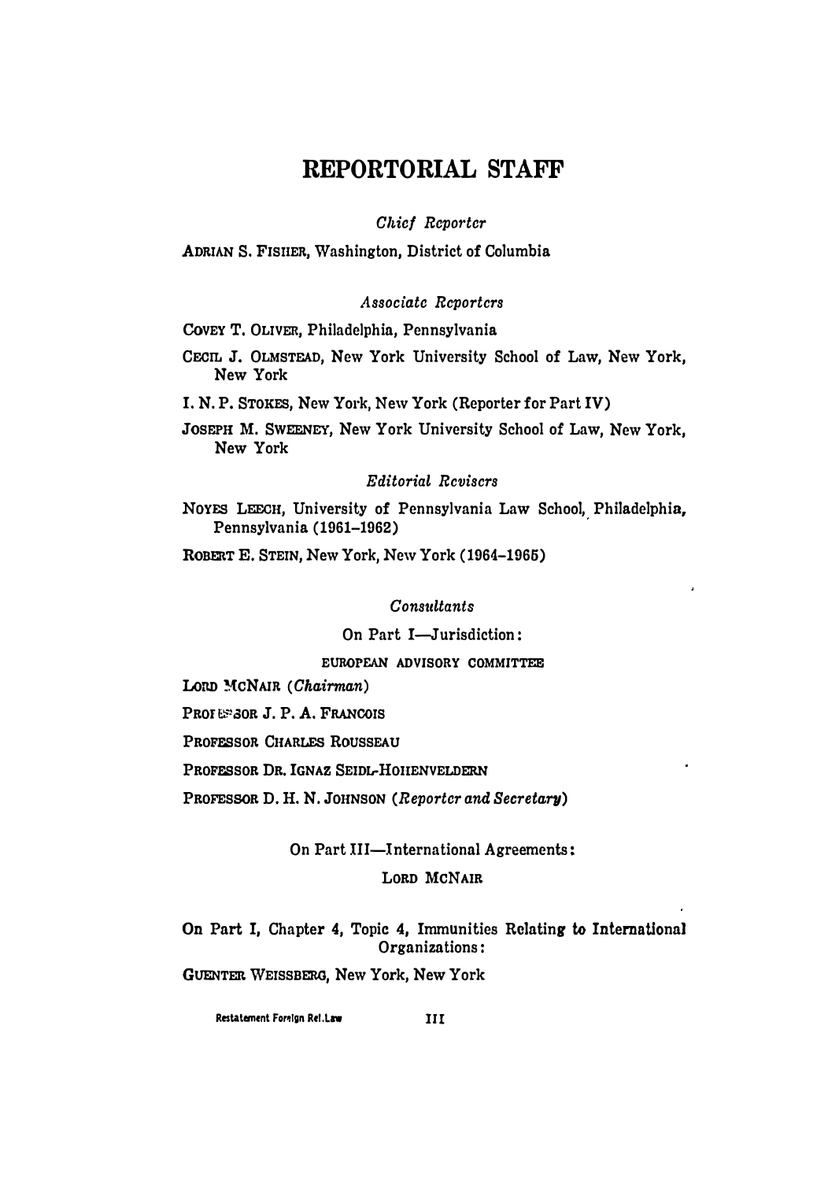# REPORTORIAL STAFF

*Chief Reporter*

ADRIAN S. FISHER, Washington, District of Columbia

*Associate Reporters*

COVEY T. OLIVER, Philadelphia, Pennsylvania

CECIL J. OLMSTEAD, New York University School of Law, New York, New York

I. N. P. STOKES, New York, New York (Reporter for Part IV)

JOSEPH M. SWEENEY, New York University School of Law, New York, New York

*Editorial Revisers*

NOYES LEECH, University of Pennsylvania Law School, Philadelphia, Pennsylvania (1961–1962)

ROBERT E. STEIN, New York, New York (1964–1965)

*Consultants*

On Part I—Jurisdiction:

EUROPEAN ADVISORY COMMITTEE

LORD MCNAIR (*Chairman*)

PROFESSOR J. P. A. FRANCOIS

PROFESSOR CHARLES ROUSSEAU

PROFESSOR DR. IGNAZ SEIDL-HOHENVELDERN

PROFESSOR D. H. N. JOHNSON (*Reporter and Secretary*)

On Part III—International Agreements:

LORD MCNAIR

On Part I, Chapter 4, Topic 4, Immunities Relating to International Organizations:

GUENTER WEISSBERG, New York, New York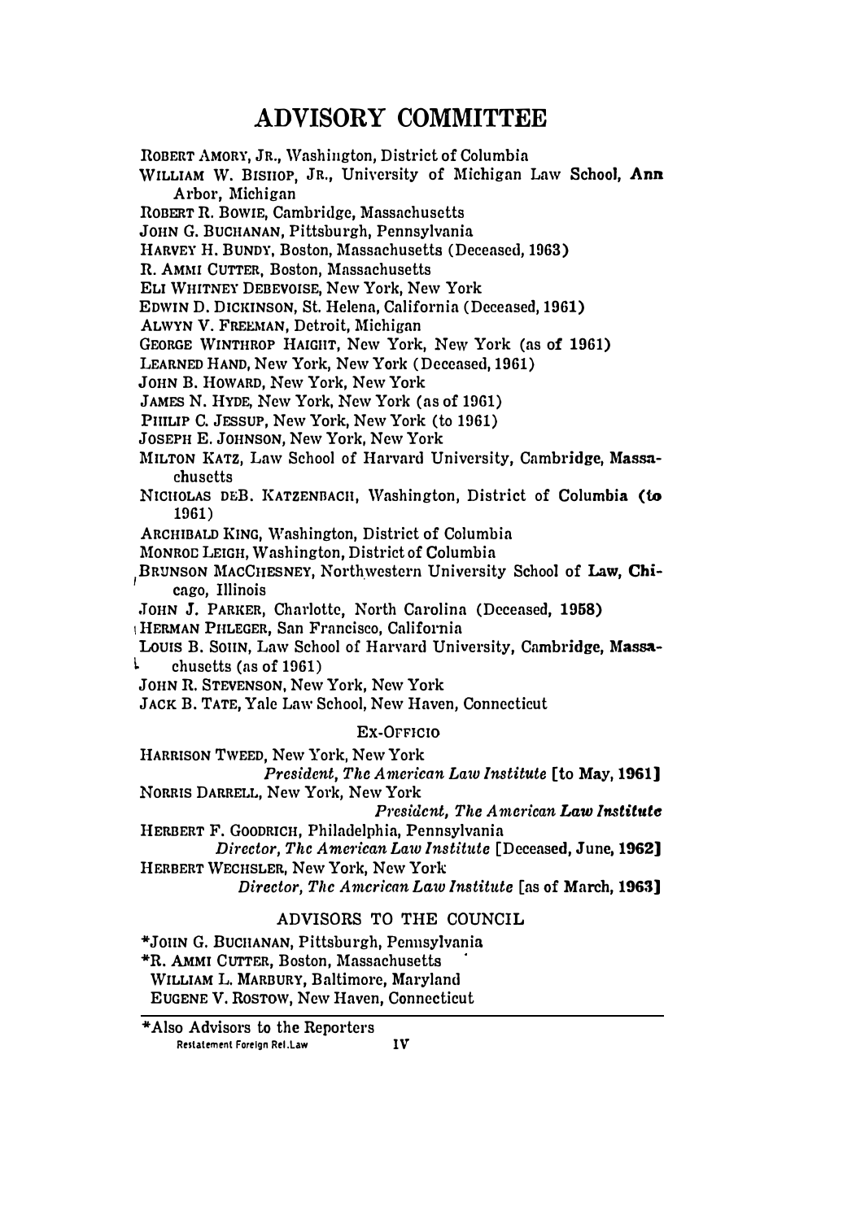# ADVISORY COMMITTEE

ROBERT AMORY, JR., Washington, District of Columbia
WILLIAM W. BISHOP, JR., University of Michigan Law School, Ann Arbor, Michigan
ROBERT R. BOWIE, Cambridge, Massachusetts
JOHN G. BUCHANAN, Pittsburgh, Pennsylvania
HARVEY H. BUNDY, Boston, Massachusetts (Deceased, 1963)
R. AMMI CUTTER, Boston, Massachusetts
ELI WHITNEY DEBEVOISE, New York, New York
EDWIN D. DICKINSON, St. Helena, California (Deceased, 1961)
ALWYN V. FREEMAN, Detroit, Michigan
GEORGE WINTHROP HAIGHT, New York, New York (as of 1961)
LEARNED HAND, New York, New York (Deceased, 1961)
JOHN B. HOWARD, New York, New York
JAMES N. HYDE, New York, New York (as of 1961)
PHILIP C. JESSUP, New York, New York (to 1961)
JOSEPH E. JOHNSON, New York, New York
MILTON KATZ, Law School of Harvard University, Cambridge, Massachusetts
NICHOLAS DEB. KATZENBACH, Washington, District of Columbia (to 1961)
ARCHIBALD KING, Washington, District of Columbia
MONROE LEIGH, Washington, District of Columbia
BRUNSON MACCHESNEY, Northwestern University School of Law, Chicago, Illinois
JOHN J. PARKER, Charlotte, North Carolina (Deceased, 1958)
HERMAN PHLEGER, San Francisco, California
LOUIS B. SOHN, Law School of Harvard University, Cambridge, Massachusetts (as of 1961)
JOHN R. STEVENSON, New York, New York
JACK B. TATE, Yale Law School, New Haven, Connecticut

## EX-OFFICIO

HARRISON TWEED, New York, New York
*President, The American Law Institute* [to May, 1961]
NORRIS DARRELL, New York, New York
*President, The American Law Institute*
HERBERT F. GOODRICH, Philadelphia, Pennsylvania
*Director, The American Law Institute* [Deceased, June, 1962]
HERBERT WECHSLER, New York, New York
*Director, The American Law Institute* [as of March, 1963]

## ADVISORS TO THE COUNCIL

*JOHN G. BUCHANAN, Pittsburgh, Pennsylvania
*R. AMMI CUTTER, Boston, Massachusetts
WILLIAM L. MARBURY, Baltimore, Maryland
EUGENE V. ROSTOW, New Haven, Connecticut

*Also Advisors to the Reporters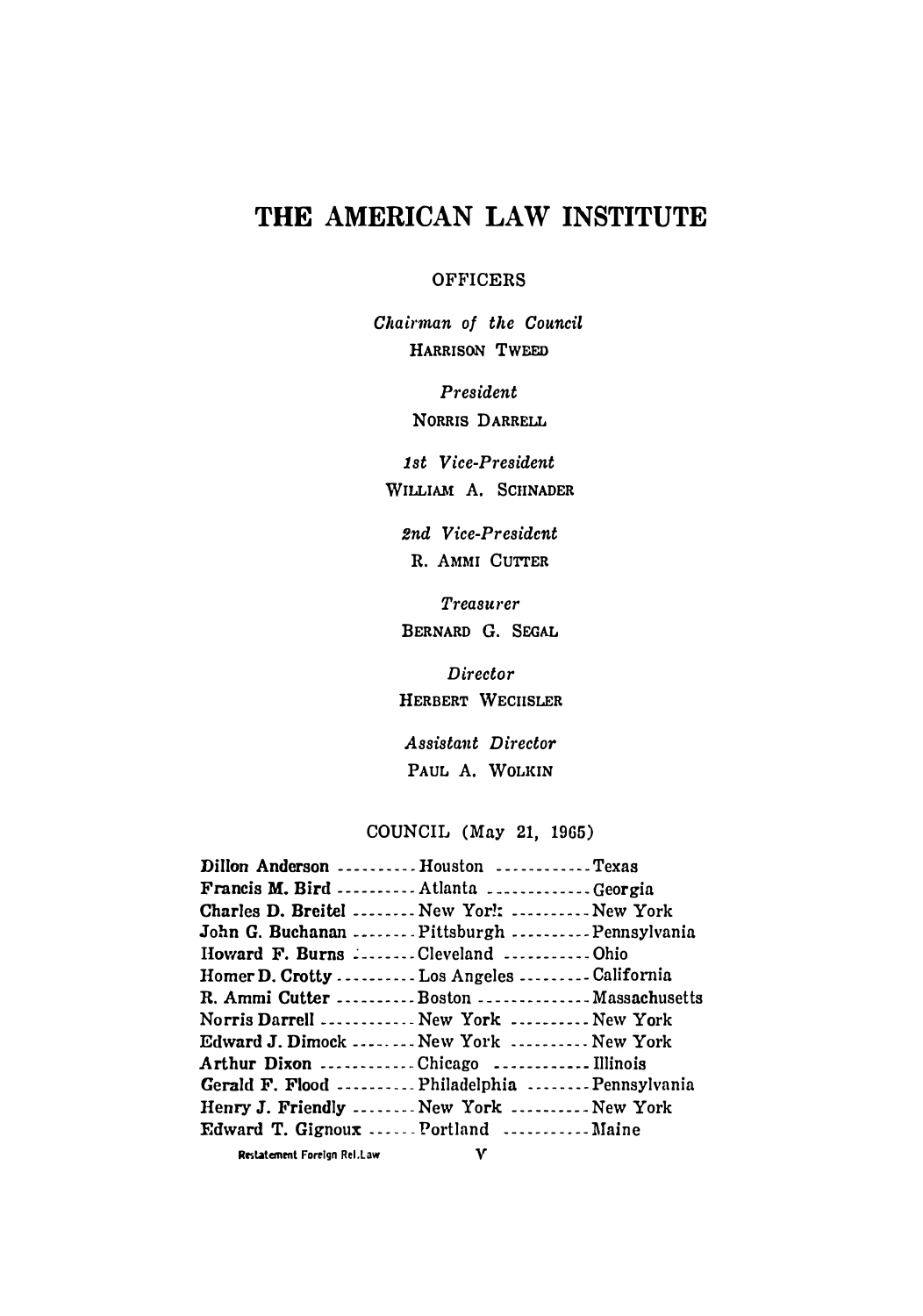# THE AMERICAN LAW INSTITUTE

OFFICERS

*Chairman of the Council*
HARRISON TWEED

*President*
NORRIS DARRELL

*1st Vice-President*
WILLIAM A. SCHNADER

*2nd Vice-President*
R. AMMI CUTTER

*Treasurer*
BERNARD G. SEGAL

*Director*
HERBERT WECHSLER

*Assistant Director*
PAUL A. WOLKIN

COUNCIL (May 21, 1965)

| | | |
|---|---|---|
| **Dillon Anderson** | Houston | Texas |
| **Francis M. Bird** | Atlanta | Georgia |
| **Charles D. Breitel** | New York | New York |
| **John G. Buchanan** | Pittsburgh | Pennsylvania |
| **Howard F. Burns** | Cleveland | Ohio |
| **Homer D. Crotty** | Los Angeles | California |
| **R. Ammi Cutter** | Boston | Massachusetts |
| **Norris Darrell** | New York | New York |
| **Edward J. Dimock** | New York | New York |
| **Arthur Dixon** | Chicago | Illinois |
| **Gerald F. Flood** | Philadelphia | Pennsylvania |
| **Henry J. Friendly** | New York | New York |
| **Edward T. Gignoux** | Portland | Maine |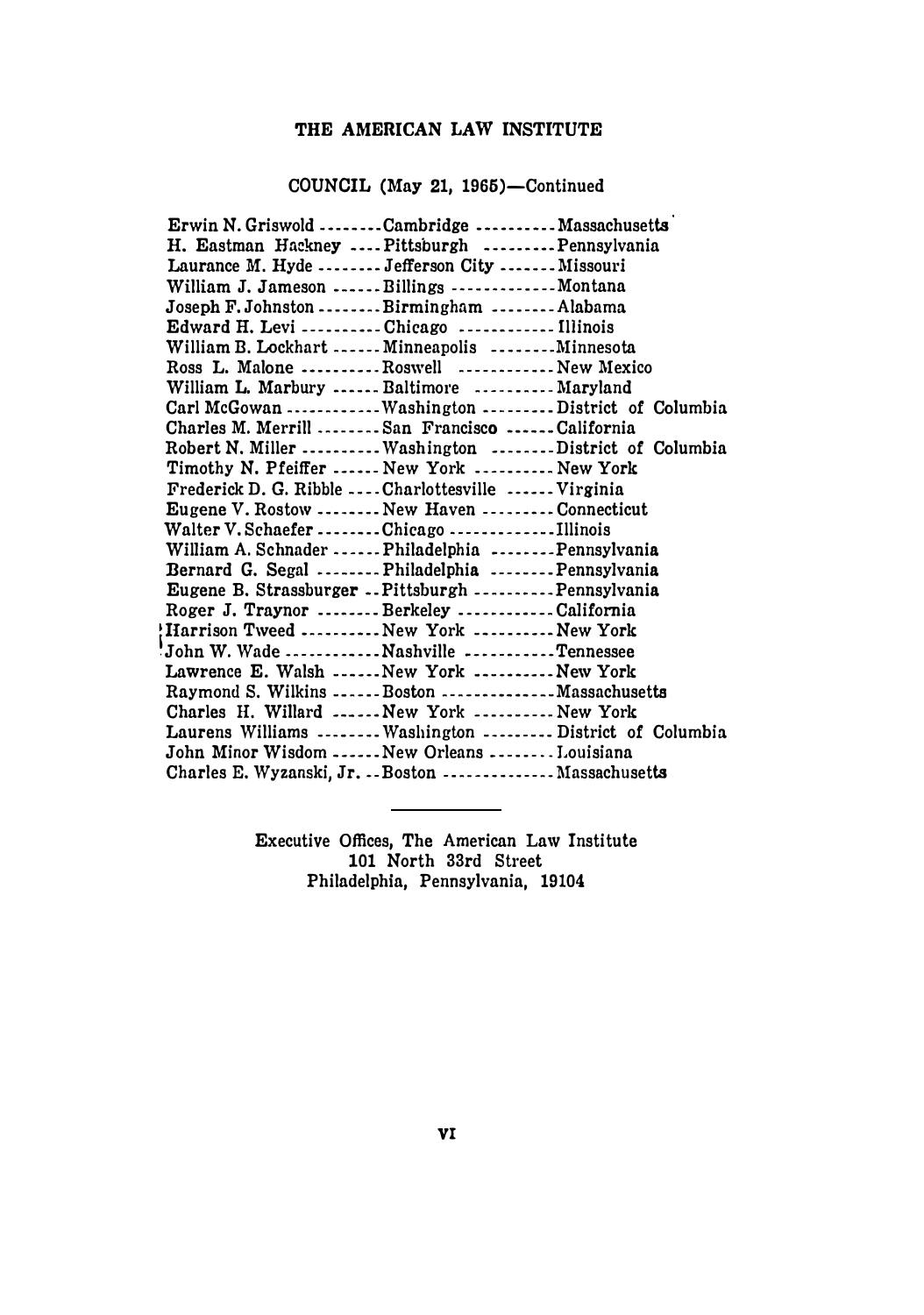THE AMERICAN LAW INSTITUTE

COUNCIL (May 21, 1965)—Continued

| | | |
|---|---|---|
| Erwin N. Griswold | Cambridge | Massachusetts |
| H. Eastman Hackney | Pittsburgh | Pennsylvania |
| Laurance M. Hyde | Jefferson City | Missouri |
| William J. Jameson | Billings | Montana |
| Joseph F. Johnston | Birmingham | Alabama |
| Edward H. Levi | Chicago | Illinois |
| William B. Lockhart | Minneapolis | Minnesota |
| Ross L. Malone | Roswell | New Mexico |
| William L. Marbury | Baltimore | Maryland |
| Carl McGowan | Washington | District of Columbia |
| Charles M. Merrill | San Francisco | California |
| Robert N. Miller | Washington | District of Columbia |
| Timothy N. Pfeiffer | New York | New York |
| Frederick D. G. Ribble | Charlottesville | Virginia |
| Eugene V. Rostow | New Haven | Connecticut |
| Walter V. Schaefer | Chicago | Illinois |
| William A. Schnader | Philadelphia | Pennsylvania |
| Bernard G. Segal | Philadelphia | Pennsylvania |
| Eugene B. Strassburger | Pittsburgh | Pennsylvania |
| Roger J. Traynor | Berkeley | California |
| Harrison Tweed | New York | New York |
| John W. Wade | Nashville | Tennessee |
| Lawrence E. Walsh | New York | New York |
| Raymond S. Wilkins | Boston | Massachusetts |
| Charles H. Willard | New York | New York |
| Laurens Williams | Washington | District of Columbia |
| John Minor Wisdom | New Orleans | Louisiana |
| Charles E. Wyzanski, Jr. | Boston | Massachusetts |

---

Executive Offices, The American Law Institute
101 North 33rd Street
Philadelphia, Pennsylvania, 19104